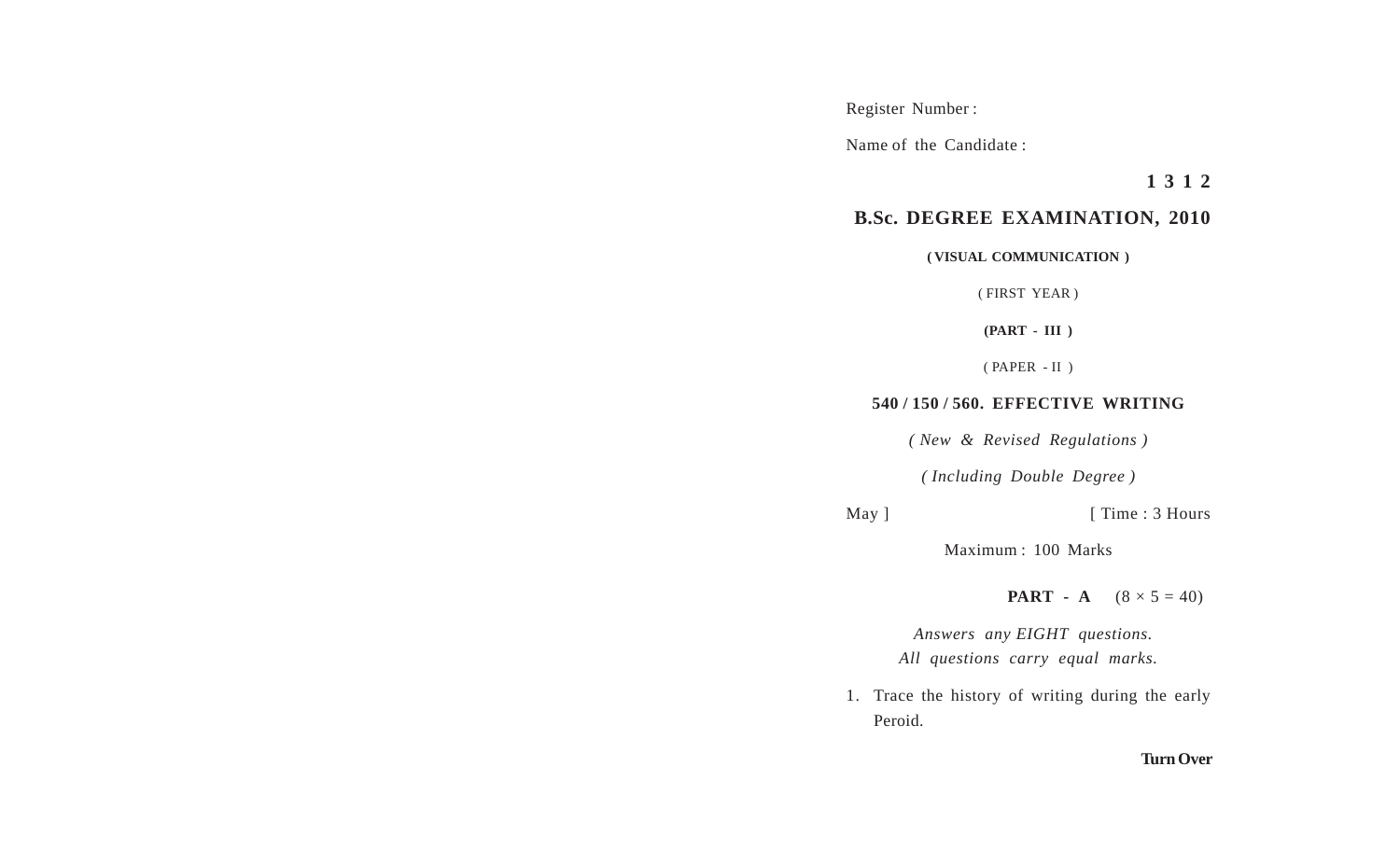Register Number :

Name of the Candidate :

**1 3 1 2**

# B.Sc. DEGREE EXAMINATION, 2010

**( VISUAL COMMUNICATION )**

( FIRST YEAR )

**(PART - III )**

( PAPER - II )

## 540 / 150 / 560. EFFECTIVE WRITING

*( New & Revised Regulations )*

*( Including Double Degree )*

May ] [ Time : 3 Hours

Maximum : 100 Marks

**PART - A** $(8 \times 5 = 40)$

*Answers any EIGHT questions.*
*All questions carry equal marks.*

1. Trace the history of writing during the early Peroid.

**Turn Over**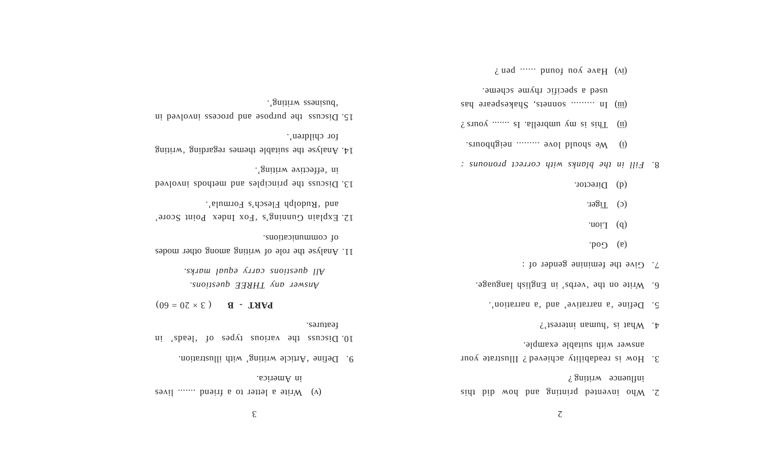2. Who invented printing and how did this influence writing ?

3. How is readability achieved ? Illustrate your answer with suitable example.

4. What is 'human interest'?

5. Define 'a narrative' and 'a narration'.

6. Write on the 'verbs' in English language.

7. Give the feminine gender of :

   (a) God.

   (b) Lion.

   (c) Tiger.

   (d) Director.

8. *Fill in the blanks with correct pronouns :*

   (i) We should love ........ neighbours.

   (ii) This is my umbrella. Is ...... yours ?

   (iii) In ........ sonnets, Shakespeare has used a specific rhyme scheme.

   (iv) Have you found ...... pen ?

   (v) Write a letter to a friend ...... lives in America.

9. Define 'Article writing' with illustration.

10. Discuss the various types of 'leads' in features.

**PART - B** ( 3 × 20 = 60)

*Answer any THREE questions.*

*All questions carry equal marks.*

11. Analyse the role of writing among other modes of communications.

12. Explain Gunning's 'Fox Index Point Score' and 'Rudolph Flesch's Formula'.

13. Discuss the principles and methods involved in 'effective writing'.

14. Analyse the suitable themes regarding 'writing for children'.

15. Discuss the purpose and process involved in 'business writing'.